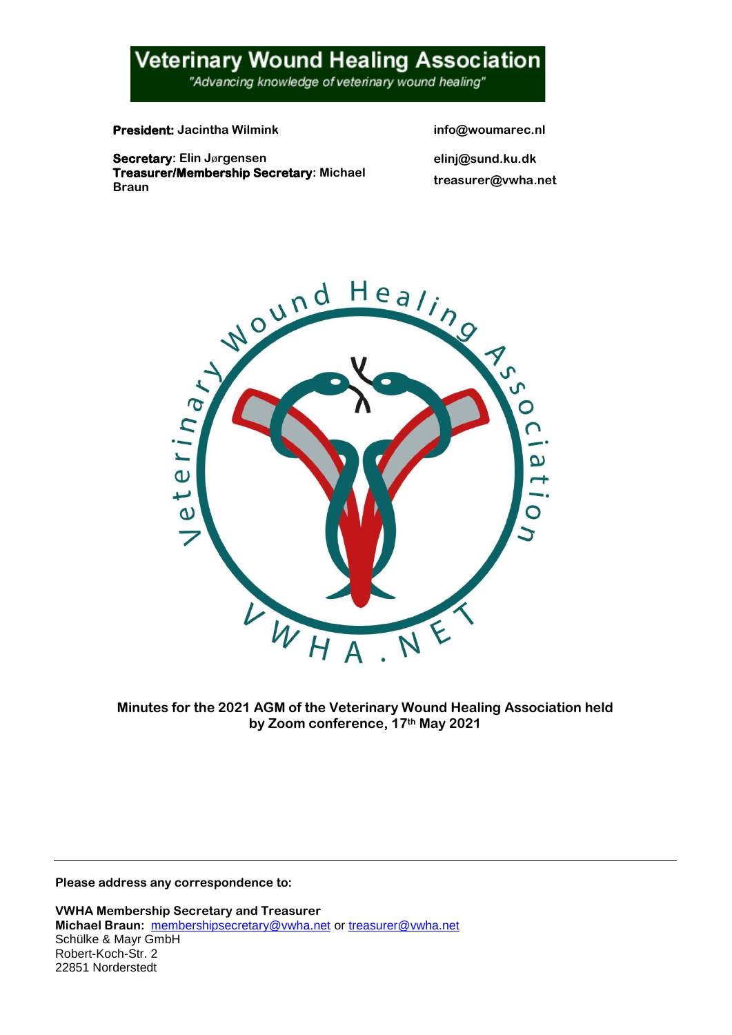# Veterinary Wound Healing Association

*"Advancing knowledge of veterinary wound healing"*

**President:** Jacintha Wilmink — **info@woumarec.nl**

**Secretary:** Elin Jørgensen — **elinj@sund.ku.dk**

**Treasurer/Membership Secretary:** Michael Braun — **treasurer@vwha.net**

**Minutes for the 2021 AGM of the Veterinary Wound Healing Association held by Zoom conference, 17th May 2021**

---

**Please address any correspondence to:**

**VWHA Membership Secretary and Treasurer**
**Michael Braun:** membershipsecretary@vwha.net or treasurer@vwha.net
Schülke & Mayr GmbH
Robert-Koch-Str. 2
22851 Norderstedt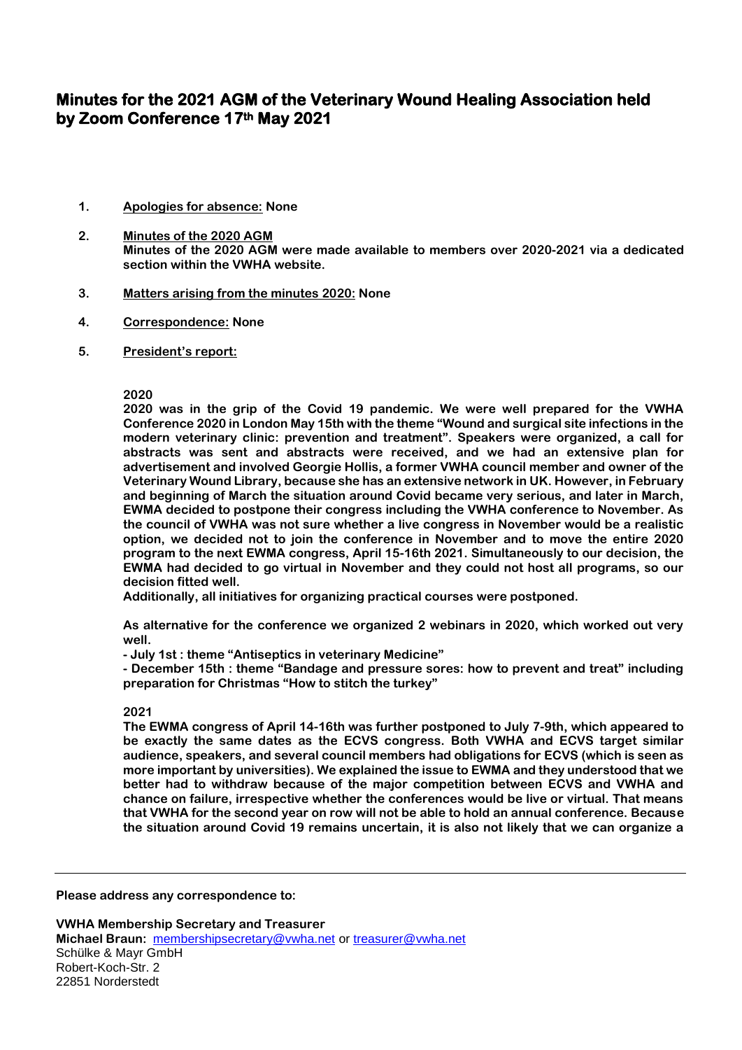# Minutes for the 2021 AGM of the Veterinary Wound Healing Association held by Zoom Conference 17th May 2021

1. **Apologies for absence: None**

2. **Minutes of the 2020 AGM**
   **Minutes of the 2020 AGM were made available to members over 2020-2021 via a dedicated section within the VWHA website.**

3. **Matters arising from the minutes 2020: None**

4. **Correspondence: None**

5. **President's report:**

**2020**

**2020 was in the grip of the Covid 19 pandemic. We were well prepared for the VWHA Conference 2020 in London May 15th with the theme "Wound and surgical site infections in the modern veterinary clinic: prevention and treatment". Speakers were organized, a call for abstracts was sent and abstracts were received, and we had an extensive plan for advertisement and involved Georgie Hollis, a former VWHA council member and owner of the Veterinary Wound Library, because she has an extensive network in UK. However, in February and beginning of March the situation around Covid became very serious, and later in March, EWMA decided to postpone their congress including the VWHA conference to November. As the council of VWHA was not sure whether a live congress in November would be a realistic option, we decided not to join the conference in November and to move the entire 2020 program to the next EWMA congress, April 15-16th 2021. Simultaneously to our decision, the EWMA had decided to go virtual in November and they could not host all programs, so our decision fitted well.**

**Additionally, all initiatives for organizing practical courses were postponed.**

**As alternative for the conference we organized 2 webinars in 2020, which worked out very well.**

**- July 1st : theme "Antiseptics in veterinary Medicine"**

**- December 15th : theme "Bandage and pressure sores: how to prevent and treat" including preparation for Christmas "How to stitch the turkey"**

**2021**

**The EWMA congress of April 14-16th was further postponed to July 7-9th, which appeared to be exactly the same dates as the ECVS congress. Both VWHA and ECVS target similar audience, speakers, and several council members had obligations for ECVS (which is seen as more important by universities). We explained the issue to EWMA and they understood that we better had to withdraw because of the major competition between ECVS and VWHA and chance on failure, irrespective whether the conferences would be live or virtual. That means that VWHA for the second year on row will not be able to hold an annual conference. Because the situation around Covid 19 remains uncertain, it is also not likely that we can organize a**

**Please address any correspondence to:**

**VWHA Membership Secretary and Treasurer**
**Michael Braun:** membershipsecretary@vwha.net or treasurer@vwha.net
Schülke & Mayr GmbH
Robert-Koch-Str. 2
22851 Norderstedt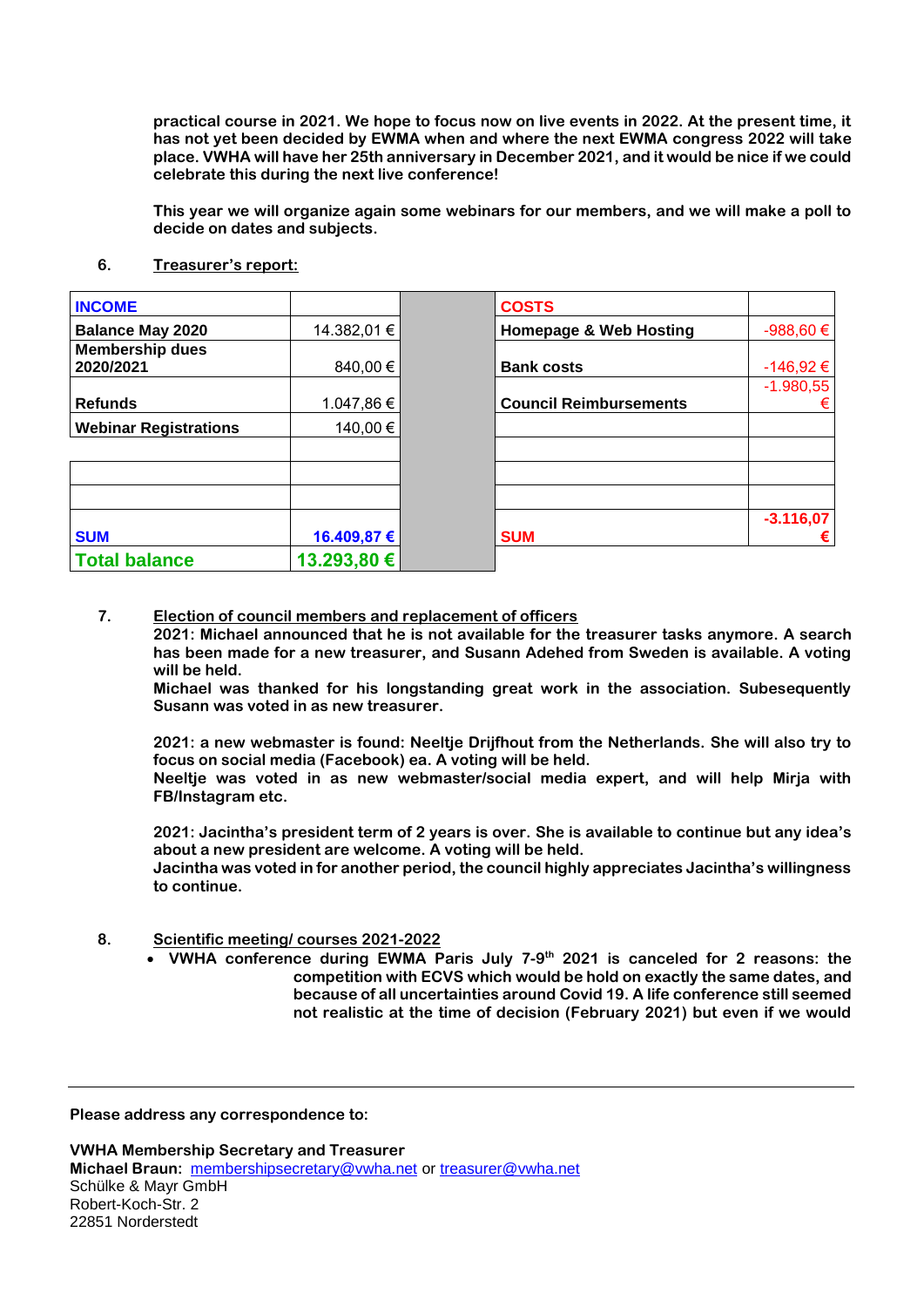**practical course in 2021. We hope to focus now on live events in 2022. At the present time, it has not yet been decided by EWMA when and where the next EWMA congress 2022 will take place. VWHA will have her 25th anniversary in December 2021, and it would be nice if we could celebrate this during the next live conference!**

**This year we will organize again some webinars for our members, and we will make a poll to decide on dates and subjects.**

**6. Treasurer's report:**

| INCOME | | | COSTS | |
|---|---|---|---|---|
| Balance May 2020 | 14.382,01 € | | Homepage & Web Hosting | -988,60 € |
| Membership dues 2020/2021 | 840,00 € | | Bank costs | -146,92 € |
| Refunds | 1.047,86 € | | Council Reimbursements | -1.980,55 € |
| Webinar Registrations | 140,00 € | | | |
| | | | | |
| | | | | |
| | | | | |
| SUM | 16.409,87 € | | SUM | -3.116,07 € |
| Total balance | 13.293,80 € | | | |

**7. Election of council members and replacement of officers**

**2021: Michael announced that he is not available for the treasurer tasks anymore. A search has been made for a new treasurer, and Susann Adehed from Sweden is available. A voting will be held.**
**Michael was thanked for his longstanding great work in the association. Subesequently Susann was voted in as new treasurer.**

**2021: a new webmaster is found: Neeltje Drijfhout from the Netherlands. She will also try to focus on social media (Facebook) ea. A voting will be held.**
**Neeltje was voted in as new webmaster/social media expert, and will help Mirja with FB/Instagram etc.**

**2021: Jacintha's president term of 2 years is over. She is available to continue but any idea's about a new president are welcome. A voting will be held.**
**Jacintha was voted in for another period, the council highly appreciates Jacintha's willingness to continue.**

**8. Scientific meeting/ courses 2021-2022**

- **VWHA conference during EWMA Paris July 7-9th 2021 is canceled for 2 reasons: the competition with ECVS which would be hold on exactly the same dates, and because of all uncertainties around Covid 19. A life conference still seemed not realistic at the time of decision (February 2021) but even if we would**

---

**Please address any correspondence to:**

**VWHA Membership Secretary and Treasurer**
**Michael Braun:** membershipsecretary@vwha.net or treasurer@vwha.net
Schülke & Mayr GmbH
Robert-Koch-Str. 2
22851 Norderstedt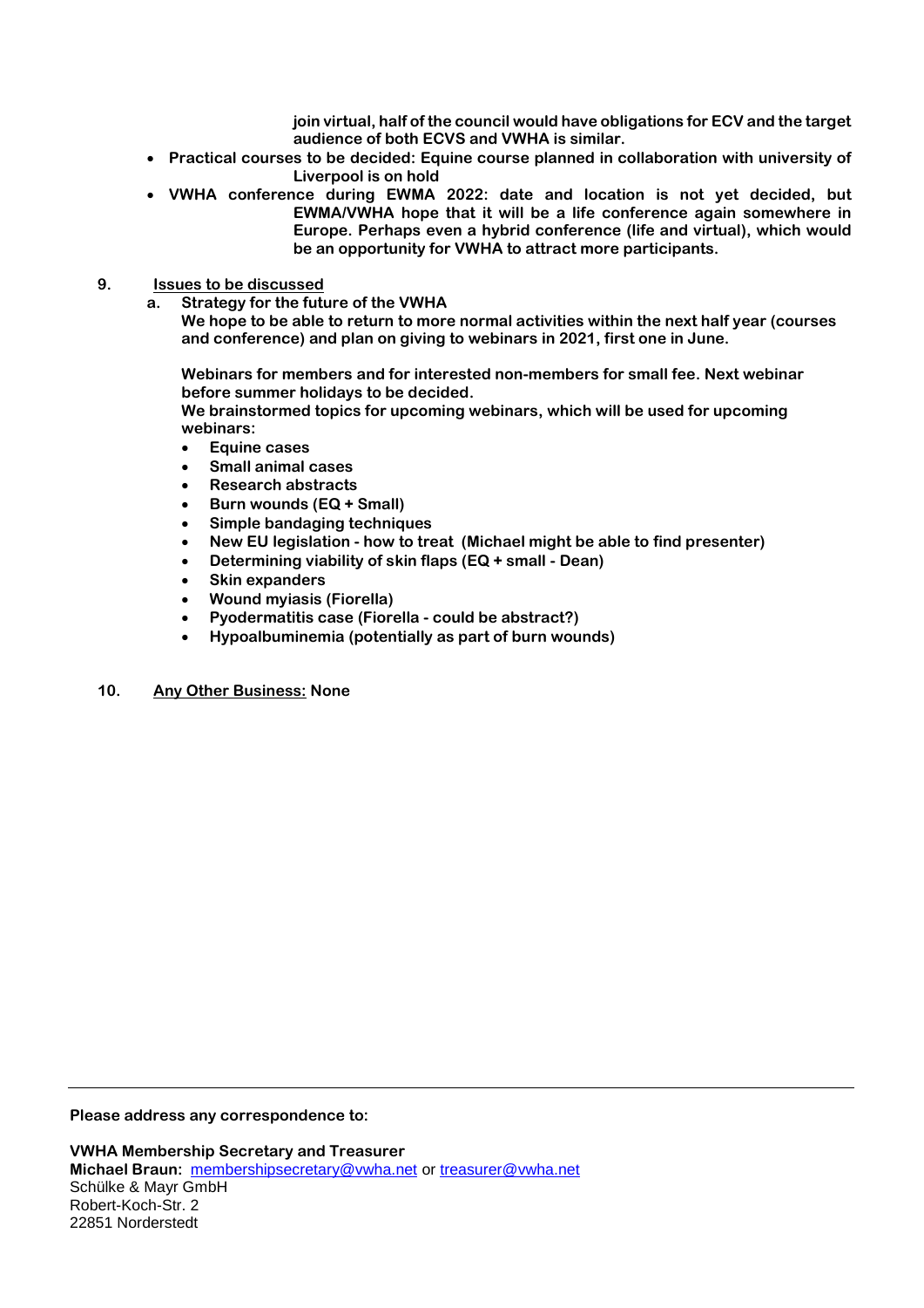join virtual, half of the council would have obligations for ECV and the target audience of both ECVS and VWHA is similar.

- **Practical courses to be decided: Equine course planned in collaboration with university of Liverpool is on hold**
- **VWHA conference during EWMA 2022: date and location is not yet decided, but EWMA/VWHA hope that it will be a life conference again somewhere in Europe. Perhaps even a hybrid conference (life and virtual), which would be an opportunity for VWHA to attract more participants.**

**9. Issues to be discussed**

**a. Strategy for the future of the VWHA**

**We hope to be able to return to more normal activities within the next half year (courses and conference) and plan on giving to webinars in 2021, first one in June.**

**Webinars for members and for interested non-members for small fee. Next webinar before summer holidays to be decided.**

**We brainstormed topics for upcoming webinars, which will be used for upcoming webinars:**

- **Equine cases**
- **Small animal cases**
- **Research abstracts**
- **Burn wounds (EQ + Small)**
- **Simple bandaging techniques**
- **New EU legislation - how to treat (Michael might be able to find presenter)**
- **Determining viability of skin flaps (EQ + small - Dean)**
- **Skin expanders**
- **Wound myiasis (Fiorella)**
- **Pyodermatitis case (Fiorella - could be abstract?)**
- **Hypoalbuminemia (potentially as part of burn wounds)**

**10. Any Other Business: None**

---

**Please address any correspondence to:**

**VWHA Membership Secretary and Treasurer**
**Michael Braun:** membershipsecretary@vwha.net or treasurer@vwha.net
Schülke & Mayr GmbH
Robert-Koch-Str. 2
22851 Norderstedt